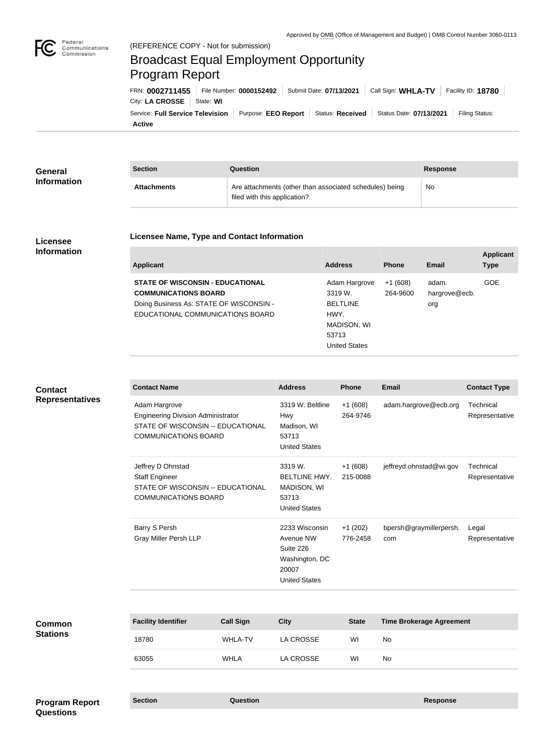Approved by OMB (Office of Management and Budget) | OMB Control Number 3060-0113

(REFERENCE COPY - Not for submission)

# Broadcast Equal Employment Opportunity Program Report

FRN: **0002711455** | File Number: **0000152492** | Submit Date: **07/13/2021** | Call Sign: **WHLA-TV** | Facility ID: **18780** | City: **LA CROSSE** | State: **WI**

Service: **Full Service Television** | Purpose: **EEO Report** | Status: **Received** | Status Date: **07/13/2021** | Filing Status: **Active**

## General Information

| Section | Question | Response |
| --- | --- | --- |
| **Attachments** | Are attachments (other than associated schedules) being filed with this application? | No |

## Licensee Information

### Licensee Name, Type and Contact Information

| Applicant | Address | Phone | Email | Applicant Type |
| --- | --- | --- | --- | --- |
| **STATE OF WISCONSIN - EDUCATIONAL COMMUNICATIONS BOARD** Doing Business As: STATE OF WISCONSIN - EDUCATIONAL COMMUNICATIONS BOARD | Adam Hargrove 3319 W. BELTLINE HWY. MADISON, WI 53713 United States | +1 (608) 264-9600 | adam.hargrove@ecb.org | GOE |

## Contact Representatives

| Contact Name | Address | Phone | Email | Contact Type |
| --- | --- | --- | --- | --- |
| Adam Hargrove Engineering Division Administrator STATE OF WISCONSIN -- EDUCATIONAL COMMUNICATIONS BOARD | 3319 W. Beltline Hwy Madison, WI 53713 United States | +1 (608) 264-9746 | adam.hargrove@ecb.org | Technical Representative |
| Jeffrey D Ohnstad Staff Engineer STATE OF WISCONSIN -- EDUCATIONAL COMMUNICATIONS BOARD | 3319 W. BELTLINE HWY. MADISON, WI 53713 United States | +1 (608) 215-0088 | jeffreyd.ohnstad@wi.gov | Technical Representative |
| Barry S Persh Gray Miller Persh LLP | 2233 Wisconsin Avenue NW Suite 226 Washington, DC 20007 United States | +1 (202) 776-2458 | bpersh@graymillerpersh.com | Legal Representative |

## Common Stations

| Facility Identifier | Call Sign | City | State | Time Brokerage Agreement |
| --- | --- | --- | --- | --- |
| 18780 | WHLA-TV | LA CROSSE | WI | No |
| 63055 | WHLA | LA CROSSE | WI | No |

## Program Report Questions

| Section | Question | Response |
| --- | --- | --- |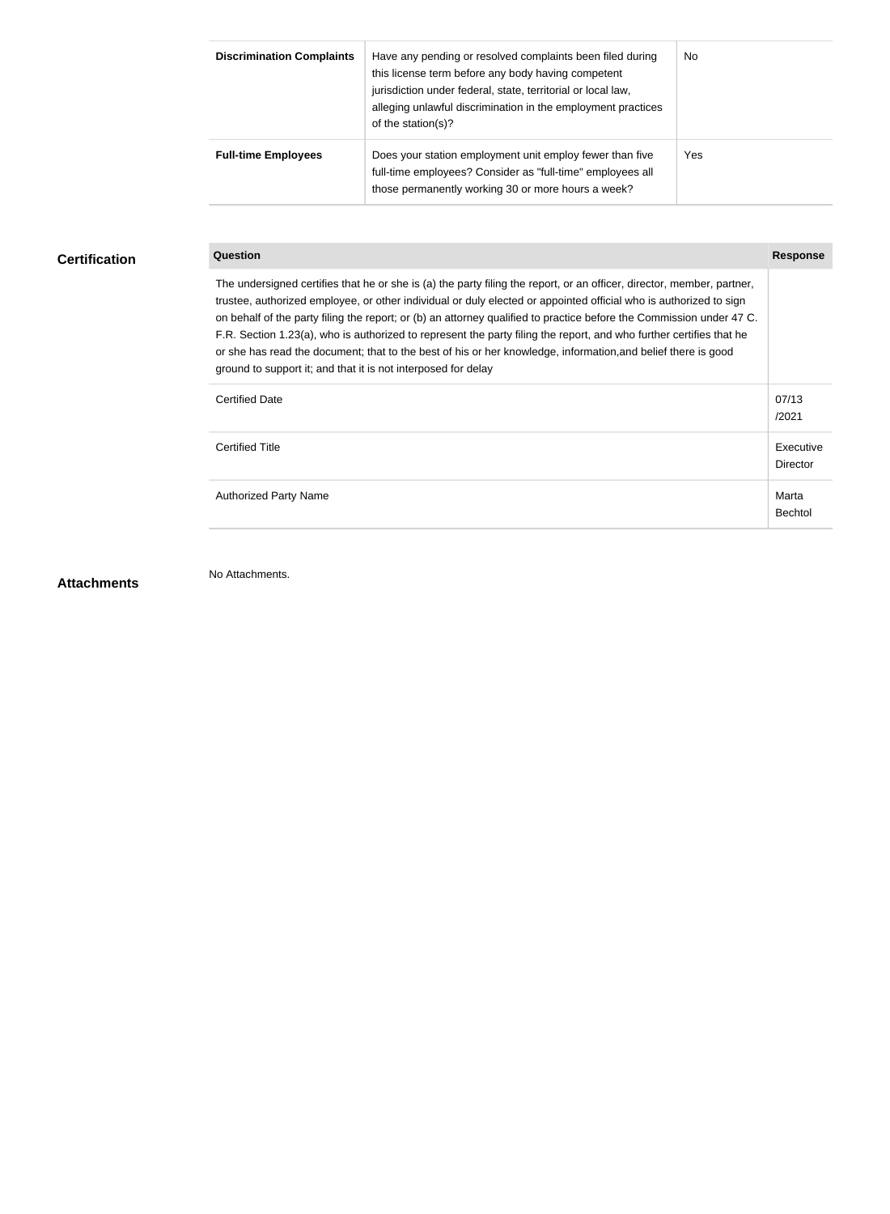| | | |
|---|---|---|
| **Discrimination Complaints** | Have any pending or resolved complaints been filed during this license term before any body having competent jurisdiction under federal, state, territorial or local law, alleging unlawful discrimination in the employment practices of the station(s)? | No |
| **Full-time Employees** | Does your station employment unit employ fewer than five full-time employees? Consider as "full-time" employees all those permanently working 30 or more hours a week? | Yes |

## Certification

| Question | Response |
|---|---|
| The undersigned certifies that he or she is (a) the party filing the report, or an officer, director, member, partner, trustee, authorized employee, or other individual or duly elected or appointed official who is authorized to sign on behalf of the party filing the report; or (b) an attorney qualified to practice before the Commission under 47 C.F.R. Section 1.23(a), who is authorized to represent the party filing the report, and who further certifies that he or she has read the document; that to the best of his or her knowledge, information,and belief there is good ground to support it; and that it is not interposed for delay | |
| Certified Date | 07/13/2021 |
| Certified Title | Executive Director |
| Authorized Party Name | Marta Bechtol |

## Attachments

No Attachments.